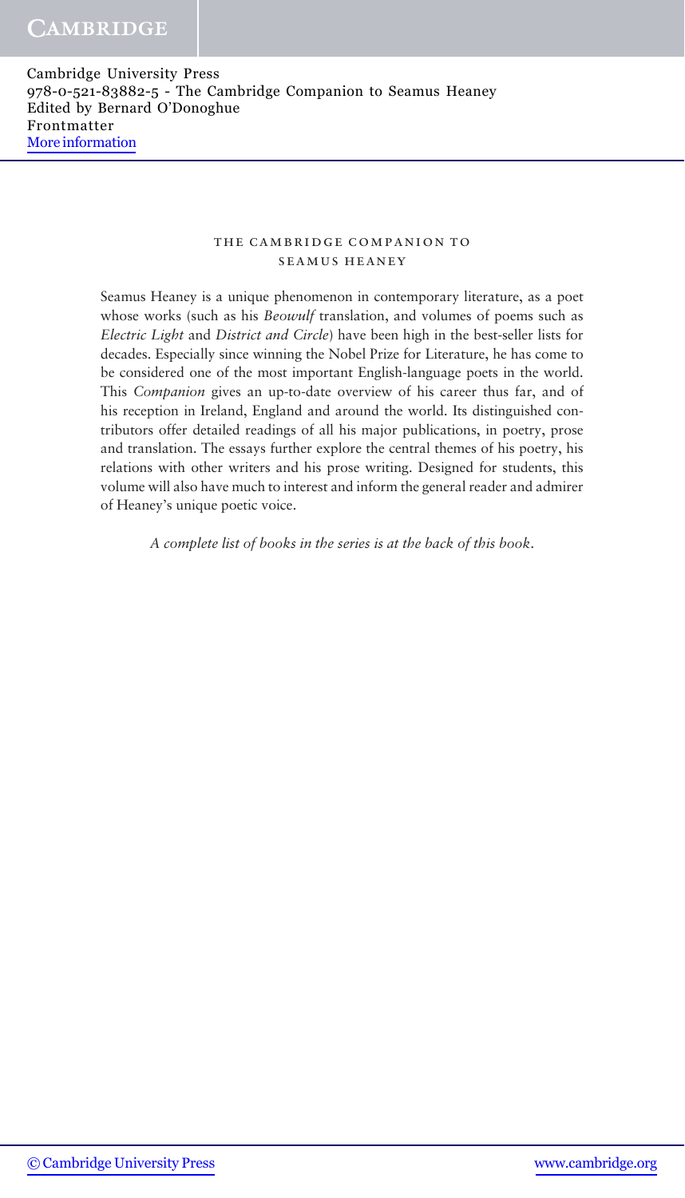THE CAMBRIDGE COMPANION TO SEAMUS HEANEY

Seamus Heaney is a unique phenomenon in contemporary literature, as a poet whose works (such as his *Beowulf* translation, and volumes of poems such as *Electric Light* and *District and Circle*) have been high in the best-seller lists for decades. Especially since winning the Nobel Prize for Literature, he has come to be considered one of the most important English-language poets in the world. This *Companion* gives an up-to-date overview of his career thus far, and of his reception in Ireland, England and around the world. Its distinguished contributors offer detailed readings of all his major publications, in poetry, prose and translation. The essays further explore the central themes of his poetry, his relations with other writers and his prose writing. Designed for students, this volume will also have much to interest and inform the general reader and admirer of Heaney's unique poetic voice.

*A complete list of books in the series is at the back of this book.*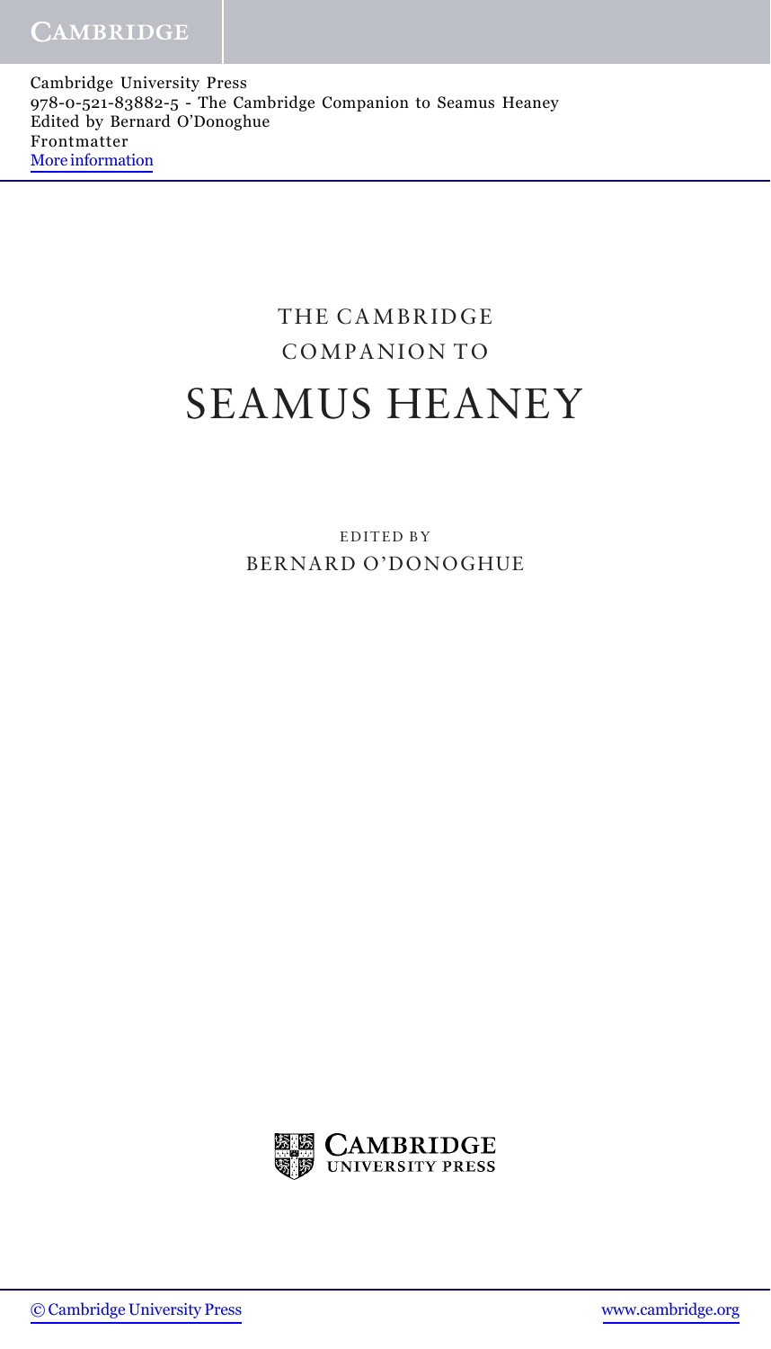# THE CAMBRIDGE COMPANION TO

# SEAMUS HEANEY

EDITED BY

BERNARD O'DONOGHUE

CAMBRIDGE UNIVERSITY PRESS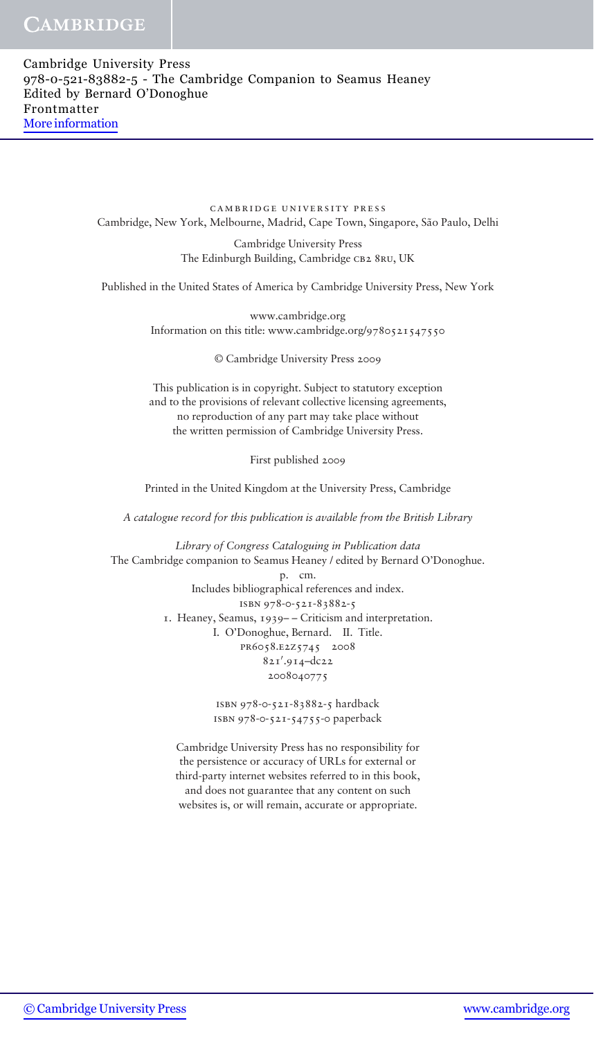cambridge university press
Cambridge, New York, Melbourne, Madrid, Cape Town, Singapore, São Paulo, Delhi

Cambridge University Press
The Edinburgh Building, Cambridge CB2 8RU, UK

Published in the United States of America by Cambridge University Press, New York

www.cambridge.org
Information on this title: www.cambridge.org/9780521547550

© Cambridge University Press 2009

This publication is in copyright. Subject to statutory exception
and to the provisions of relevant collective licensing agreements,
no reproduction of any part may take place without
the written permission of Cambridge University Press.

First published 2009

Printed in the United Kingdom at the University Press, Cambridge

*A catalogue record for this publication is available from the British Library*

*Library of Congress Cataloguing in Publication data*
The Cambridge companion to Seamus Heaney / edited by Bernard O'Donoghue.
p. cm.
Includes bibliographical references and index.
ISBN 978-0-521-83882-5
1. Heaney, Seamus, 1939– – Criticism and interpretation.
I. O'Donoghue, Bernard. II. Title.
PR6058.E2Z5745 2008
821′.914–dc22
2008040775

ISBN 978-0-521-83882-5 hardback
ISBN 978-0-521-54755-0 paperback

Cambridge University Press has no responsibility for
the persistence or accuracy of URLs for external or
third-party internet websites referred to in this book,
and does not guarantee that any content on such
websites is, or will remain, accurate or appropriate.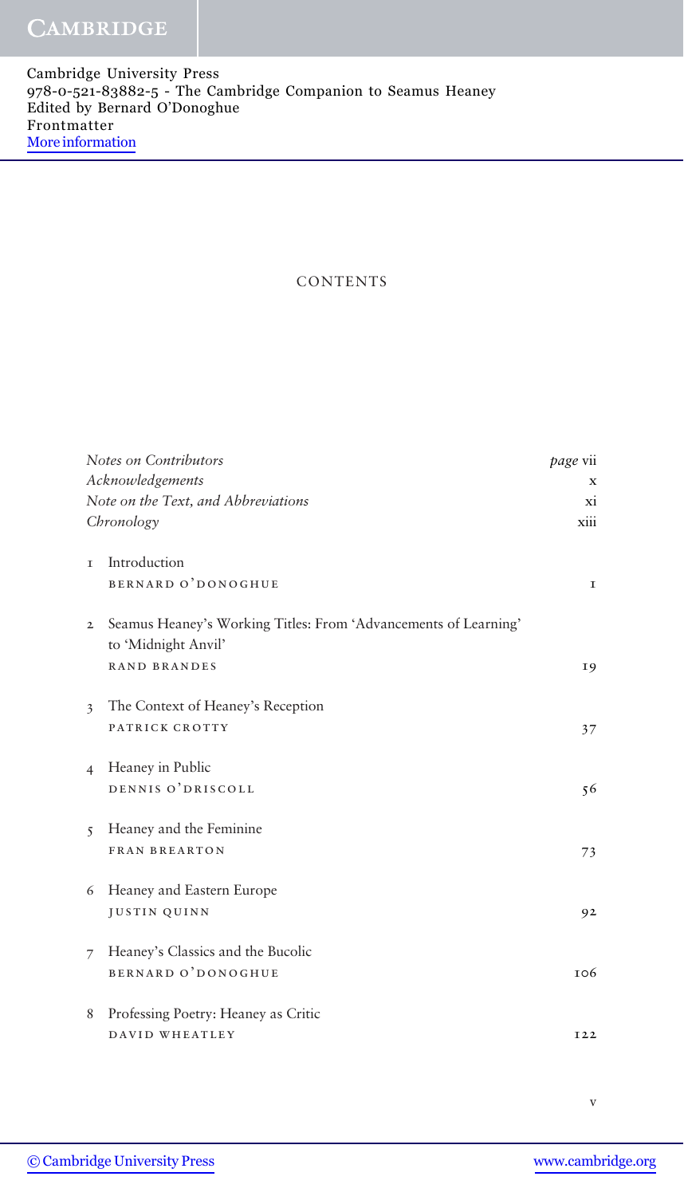# CONTENTS

| | | |
|---|---|---|
| | *Notes on Contributors* | *page* vii |
| | *Acknowledgements* | x |
| | *Note on the Text, and Abbreviations* | xi |
| | *Chronology* | xiii |
| 1 | Introduction<br>BERNARD O'DONOGHUE | 1 |
| 2 | Seamus Heaney's Working Titles: From 'Advancements of Learning' to 'Midnight Anvil'<br>RAND BRANDES | 19 |
| 3 | The Context of Heaney's Reception<br>PATRICK CROTTY | 37 |
| 4 | Heaney in Public<br>DENNIS O'DRISCOLL | 56 |
| 5 | Heaney and the Feminine<br>FRAN BREARTON | 73 |
| 6 | Heaney and Eastern Europe<br>JUSTIN QUINN | 92 |
| 7 | Heaney's Classics and the Bucolic<br>BERNARD O'DONOGHUE | 106 |
| 8 | Professing Poetry: Heaney as Critic<br>DAVID WHEATLEY | 122 |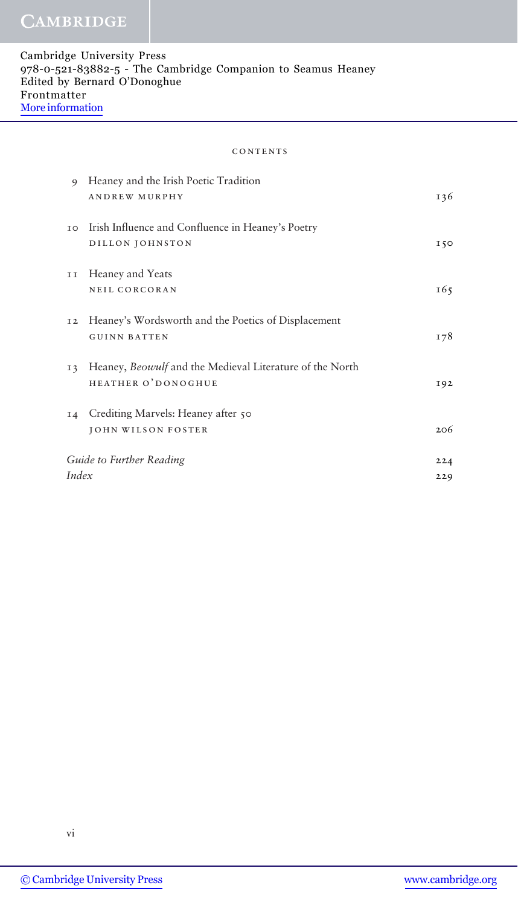CONTENTS

9 Heaney and the Irish Poetic Tradition
ANDREW MURPHY — 136

10 Irish Influence and Confluence in Heaney's Poetry
DILLON JOHNSTON — 150

11 Heaney and Yeats
NEIL CORCORAN — 165

12 Heaney's Wordsworth and the Poetics of Displacement
GUINN BATTEN — 178

13 Heaney, *Beowulf* and the Medieval Literature of the North
HEATHER O'DONOGHUE — 192

14 Crediting Marvels: Heaney after 50
JOHN WILSON FOSTER — 206

*Guide to Further Reading* — 224

*Index* — 229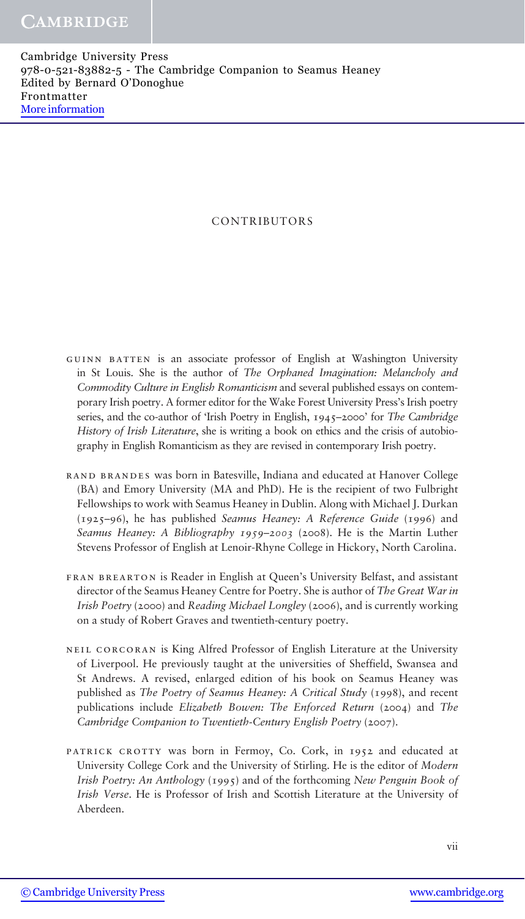# CONTRIBUTORS

GUINN BATTEN is an associate professor of English at Washington University in St Louis. She is the author of *The Orphaned Imagination: Melancholy and Commodity Culture in English Romanticism* and several published essays on contemporary Irish poetry. A former editor for the Wake Forest University Press's Irish poetry series, and the co-author of 'Irish Poetry in English, 1945–2000' for *The Cambridge History of Irish Literature*, she is writing a book on ethics and the crisis of autobiography in English Romanticism as they are revised in contemporary Irish poetry.

RAND BRANDES was born in Batesville, Indiana and educated at Hanover College (BA) and Emory University (MA and PhD). He is the recipient of two Fulbright Fellowships to work with Seamus Heaney in Dublin. Along with Michael J. Durkan (1925–96), he has published *Seamus Heaney: A Reference Guide* (1996) and *Seamus Heaney: A Bibliography 1959–2003* (2008). He is the Martin Luther Stevens Professor of English at Lenoir-Rhyne College in Hickory, North Carolina.

FRAN BREARTON is Reader in English at Queen's University Belfast, and assistant director of the Seamus Heaney Centre for Poetry. She is author of *The Great War in Irish Poetry* (2000) and *Reading Michael Longley* (2006), and is currently working on a study of Robert Graves and twentieth-century poetry.

NEIL CORCORAN is King Alfred Professor of English Literature at the University of Liverpool. He previously taught at the universities of Sheffield, Swansea and St Andrews. A revised, enlarged edition of his book on Seamus Heaney was published as *The Poetry of Seamus Heaney: A Critical Study* (1998), and recent publications include *Elizabeth Bowen: The Enforced Return* (2004) and *The Cambridge Companion to Twentieth-Century English Poetry* (2007).

PATRICK CROTTY was born in Fermoy, Co. Cork, in 1952 and educated at University College Cork and the University of Stirling. He is the editor of *Modern Irish Poetry: An Anthology* (1995) and of the forthcoming *New Penguin Book of Irish Verse*. He is Professor of Irish and Scottish Literature at the University of Aberdeen.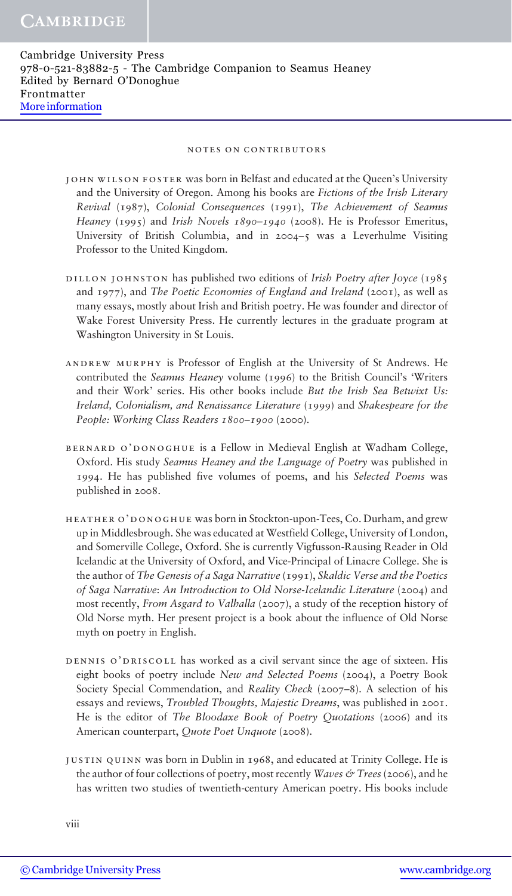## NOTES ON CONTRIBUTORS

JOHN WILSON FOSTER was born in Belfast and educated at the Queen's University and the University of Oregon. Among his books are *Fictions of the Irish Literary Revival* (1987), *Colonial Consequences* (1991), *The Achievement of Seamus Heaney* (1995) and *Irish Novels 1890–1940* (2008). He is Professor Emeritus, University of British Columbia, and in 2004–5 was a Leverhulme Visiting Professor to the United Kingdom.

DILLON JOHNSTON has published two editions of *Irish Poetry after Joyce* (1985 and 1977), and *The Poetic Economies of England and Ireland* (2001), as well as many essays, mostly about Irish and British poetry. He was founder and director of Wake Forest University Press. He currently lectures in the graduate program at Washington University in St Louis.

ANDREW MURPHY is Professor of English at the University of St Andrews. He contributed the *Seamus Heaney* volume (1996) to the British Council's 'Writers and their Work' series. His other books include *But the Irish Sea Betwixt Us: Ireland, Colonialism, and Renaissance Literature* (1999) and *Shakespeare for the People: Working Class Readers 1800–1900* (2000).

BERNARD O'DONOGHUE is a Fellow in Medieval English at Wadham College, Oxford. His study *Seamus Heaney and the Language of Poetry* was published in 1994. He has published five volumes of poems, and his *Selected Poems* was published in 2008.

HEATHER O'DONOGHUE was born in Stockton-upon-Tees, Co. Durham, and grew up in Middlesbrough. She was educated at Westfield College, University of London, and Somerville College, Oxford. She is currently Vigfusson-Rausing Reader in Old Icelandic at the University of Oxford, and Vice-Principal of Linacre College. She is the author of *The Genesis of a Saga Narrative* (1991), *Skaldic Verse and the Poetics of Saga Narrative*: *An Introduction to Old Norse-Icelandic Literature* (2004) and most recently, *From Asgard to Valhalla* (2007), a study of the reception history of Old Norse myth. Her present project is a book about the influence of Old Norse myth on poetry in English.

DENNIS O'DRISCOLL has worked as a civil servant since the age of sixteen. His eight books of poetry include *New and Selected Poems* (2004), a Poetry Book Society Special Commendation, and *Reality Check* (2007–8). A selection of his essays and reviews, *Troubled Thoughts, Majestic Dreams*, was published in 2001. He is the editor of *The Bloodaxe Book of Poetry Quotations* (2006) and its American counterpart, *Quote Poet Unquote* (2008).

JUSTIN QUINN was born in Dublin in 1968, and educated at Trinity College. He is the author of four collections of poetry, most recently *Waves & Trees* (2006), and he has written two studies of twentieth-century American poetry. His books include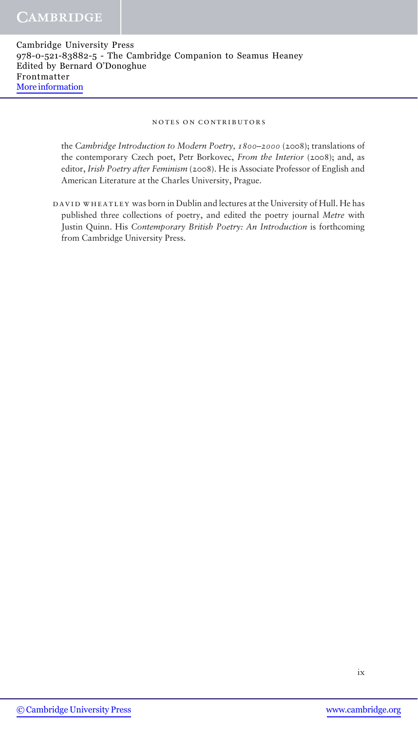## NOTES ON CONTRIBUTORS

the *Cambridge Introduction to Modern Poetry, 1800–2000* (2008); translations of the contemporary Czech poet, Petr Borkovec, *From the Interior* (2008); and, as editor, *Irish Poetry after Feminism* (2008). He is Associate Professor of English and American Literature at the Charles University, Prague.

DAVID WHEATLEY was born in Dublin and lectures at the University of Hull. He has published three collections of poetry, and edited the poetry journal *Metre* with Justin Quinn. His *Contemporary British Poetry: An Introduction* is forthcoming from Cambridge University Press.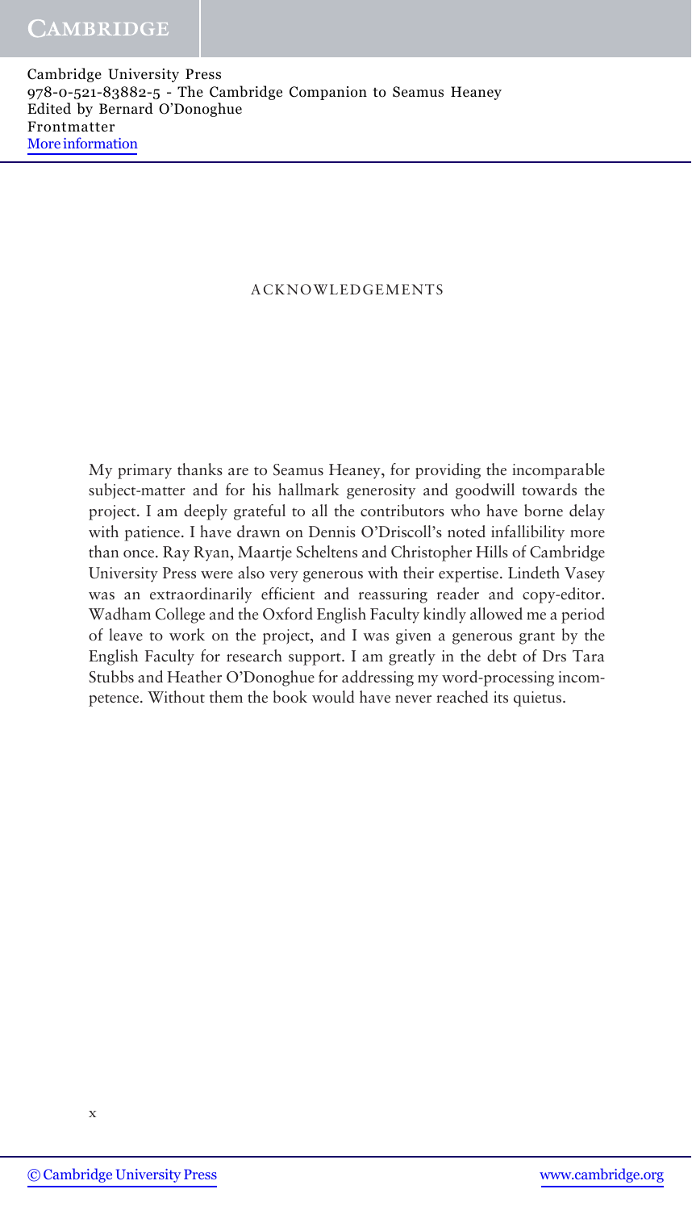# ACKNOWLEDGEMENTS

My primary thanks are to Seamus Heaney, for providing the incomparable subject-matter and for his hallmark generosity and goodwill towards the project. I am deeply grateful to all the contributors who have borne delay with patience. I have drawn on Dennis O'Driscoll's noted infallibility more than once. Ray Ryan, Maartje Scheltens and Christopher Hills of Cambridge University Press were also very generous with their expertise. Lindeth Vasey was an extraordinarily efficient and reassuring reader and copy-editor. Wadham College and the Oxford English Faculty kindly allowed me a period of leave to work on the project, and I was given a generous grant by the English Faculty for research support. I am greatly in the debt of Drs Tara Stubbs and Heather O'Donoghue for addressing my word-processing incompetence. Without them the book would have never reached its quietus.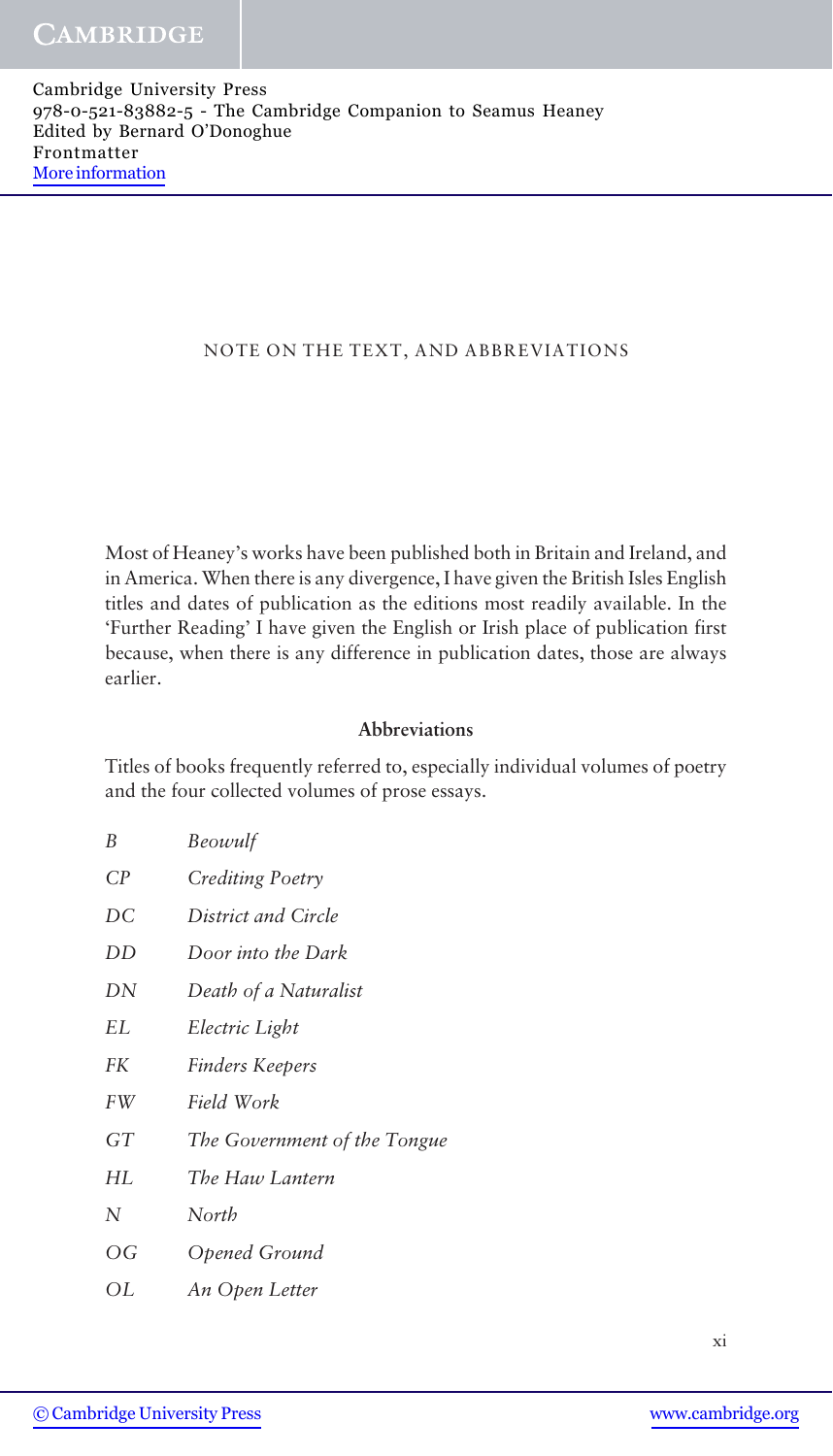# NOTE ON THE TEXT, AND ABBREVIATIONS

Most of Heaney's works have been published both in Britain and Ireland, and in America. When there is any divergence, I have given the British Isles English titles and dates of publication as the editions most readily available. In the 'Further Reading' I have given the English or Irish place of publication first because, when there is any difference in publication dates, those are always earlier.

### Abbreviations

Titles of books frequently referred to, especially individual volumes of poetry and the four collected volumes of prose essays.

| | |
|---|---|
| *B* | *Beowulf* |
| *CP* | *Crediting Poetry* |
| *DC* | *District and Circle* |
| *DD* | *Door into the Dark* |
| *DN* | *Death of a Naturalist* |
| *EL* | *Electric Light* |
| *FK* | *Finders Keepers* |
| *FW* | *Field Work* |
| *GT* | *The Government of the Tongue* |
| *HL* | *The Haw Lantern* |
| *N* | *North* |
| *OG* | *Opened Ground* |
| *OL* | *An Open Letter* |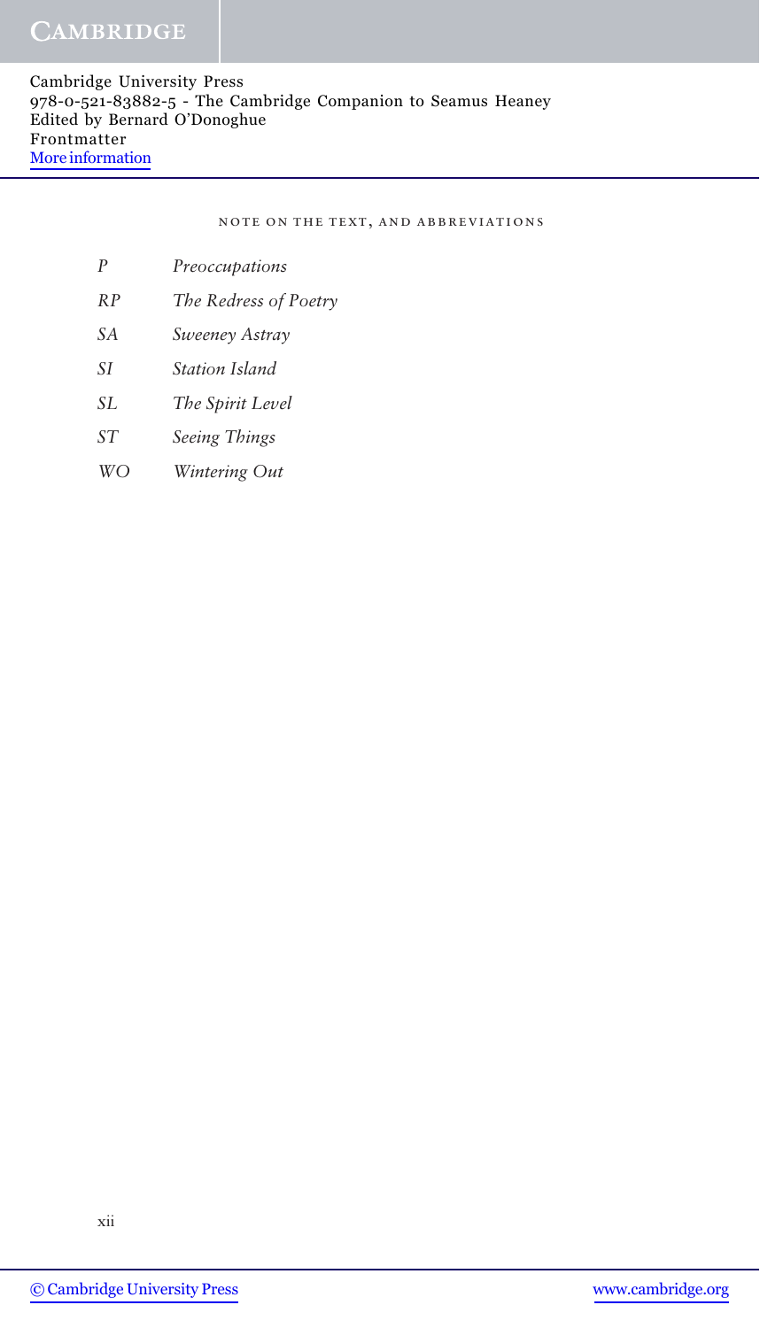NOTE ON THE TEXT, AND ABBREVIATIONS

| | |
|---|---|
| *P* | *Preoccupations* |
| *RP* | *The Redress of Poetry* |
| *SA* | *Sweeney Astray* |
| *SI* | *Station Island* |
| *SL* | *The Spirit Level* |
| *ST* | *Seeing Things* |
| *WO* | *Wintering Out* |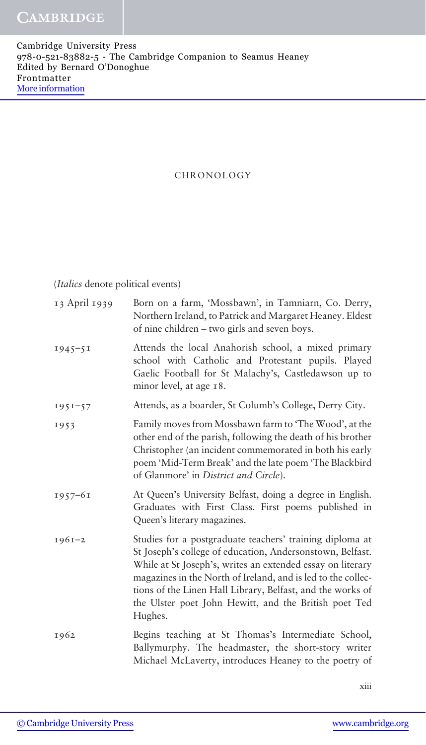# CHRONOLOGY

(*Italics* denote political events)

| | |
|---|---|
| 13 April 1939 | Born on a farm, 'Mossbawn', in Tamniarn, Co. Derry, Northern Ireland, to Patrick and Margaret Heaney. Eldest of nine children – two girls and seven boys. |
| 1945–51 | Attends the local Anahorish school, a mixed primary school with Catholic and Protestant pupils. Played Gaelic Football for St Malachy's, Castledawson up to minor level, at age 18. |
| 1951–57 | Attends, as a boarder, St Columb's College, Derry City. |
| 1953 | Family moves from Mossbawn farm to 'The Wood', at the other end of the parish, following the death of his brother Christopher (an incident commemorated in both his early poem 'Mid-Term Break' and the late poem 'The Blackbird of Glanmore' in *District and Circle*). |
| 1957–61 | At Queen's University Belfast, doing a degree in English. Graduates with First Class. First poems published in Queen's literary magazines. |
| 1961–2 | Studies for a postgraduate teachers' training diploma at St Joseph's college of education, Andersonstown, Belfast. While at St Joseph's, writes an extended essay on literary magazines in the North of Ireland, and is led to the collections of the Linen Hall Library, Belfast, and the works of the Ulster poet John Hewitt, and the British poet Ted Hughes. |
| 1962 | Begins teaching at St Thomas's Intermediate School, Ballymurphy. The headmaster, the short-story writer Michael McLaverty, introduces Heaney to the poetry of |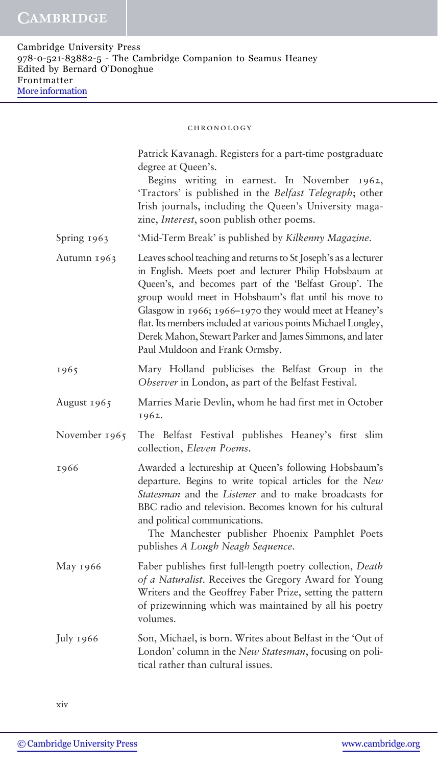Patrick Kavanagh. Registers for a part-time postgraduate degree at Queen's.

Begins writing in earnest. In November 1962, 'Tractors' is published in the *Belfast Telegraph*; other Irish journals, including the Queen's University magazine, *Interest*, soon publish other poems.

| | |
|---|---|
| Spring 1963 | 'Mid-Term Break' is published by *Kilkenny Magazine*. |
| Autumn 1963 | Leaves school teaching and returns to St Joseph's as a lecturer in English. Meets poet and lecturer Philip Hobsbaum at Queen's, and becomes part of the 'Belfast Group'. The group would meet in Hobsbaum's flat until his move to Glasgow in 1966; 1966–1970 they would meet at Heaney's flat. Its members included at various points Michael Longley, Derek Mahon, Stewart Parker and James Simmons, and later Paul Muldoon and Frank Ormsby. |
| 1965 | Mary Holland publicises the Belfast Group in the *Observer* in London, as part of the Belfast Festival. |
| August 1965 | Marries Marie Devlin, whom he had first met in October 1962. |
| November 1965 | The Belfast Festival publishes Heaney's first slim collection, *Eleven Poems*. |
| 1966 | Awarded a lectureship at Queen's following Hobsbaum's departure. Begins to write topical articles for the *New Statesman* and the *Listener* and to make broadcasts for BBC radio and television. Becomes known for his cultural and political communications. The Manchester publisher Phoenix Pamphlet Poets publishes *A Lough Neagh Sequence*. |
| May 1966 | Faber publishes first full-length poetry collection, *Death of a Naturalist*. Receives the Gregory Award for Young Writers and the Geoffrey Faber Prize, setting the pattern of prizewinning which was maintained by all his poetry volumes. |
| July 1966 | Son, Michael, is born. Writes about Belfast in the 'Out of London' column in the *New Statesman*, focusing on political rather than cultural issues. |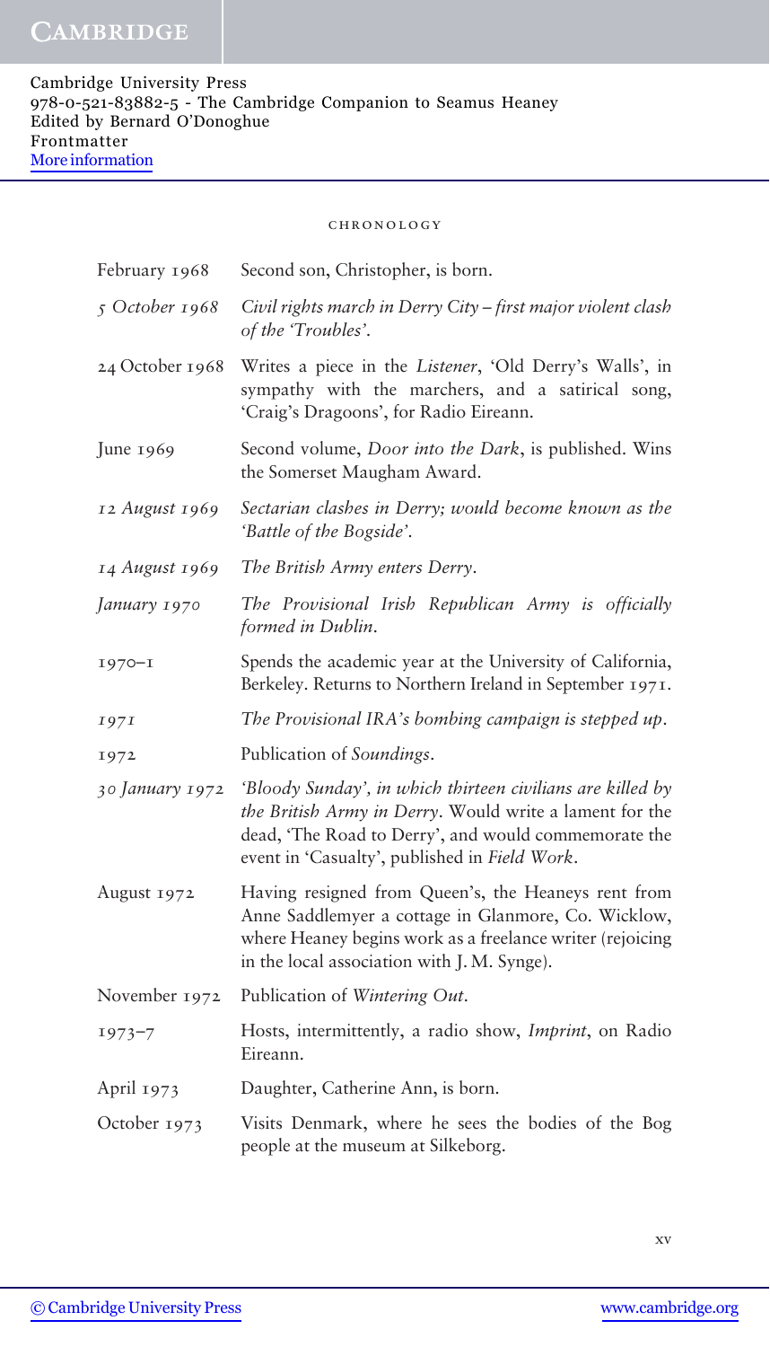CHRONOLOGY

| | |
|---|---|
| February 1968 | Second son, Christopher, is born. |
| *5 October 1968* | *Civil rights march in Derry City – first major violent clash of the 'Troubles'.* |
| 24 October 1968 | Writes a piece in the *Listener*, 'Old Derry's Walls', in sympathy with the marchers, and a satirical song, 'Craig's Dragoons', for Radio Eireann. |
| June 1969 | Second volume, *Door into the Dark*, is published. Wins the Somerset Maugham Award. |
| *12 August 1969* | *Sectarian clashes in Derry; would become known as the 'Battle of the Bogside'.* |
| *14 August 1969* | *The British Army enters Derry.* |
| *January 1970* | *The Provisional Irish Republican Army is officially formed in Dublin.* |
| 1970–1 | Spends the academic year at the University of California, Berkeley. Returns to Northern Ireland in September 1971. |
| *1971* | *The Provisional IRA's bombing campaign is stepped up.* |
| 1972 | Publication of *Soundings*. |
| *30 January 1972* | *'Bloody Sunday', in which thirteen civilians are killed by the British Army in Derry.* Would write a lament for the dead, 'The Road to Derry', and would commemorate the event in 'Casualty', published in *Field Work*. |
| August 1972 | Having resigned from Queen's, the Heaneys rent from Anne Saddlemyer a cottage in Glanmore, Co. Wicklow, where Heaney begins work as a freelance writer (rejoicing in the local association with J. M. Synge). |
| November 1972 | Publication of *Wintering Out*. |
| 1973–7 | Hosts, intermittently, a radio show, *Imprint*, on Radio Eireann. |
| April 1973 | Daughter, Catherine Ann, is born. |
| October 1973 | Visits Denmark, where he sees the bodies of the Bog people at the museum at Silkeborg. |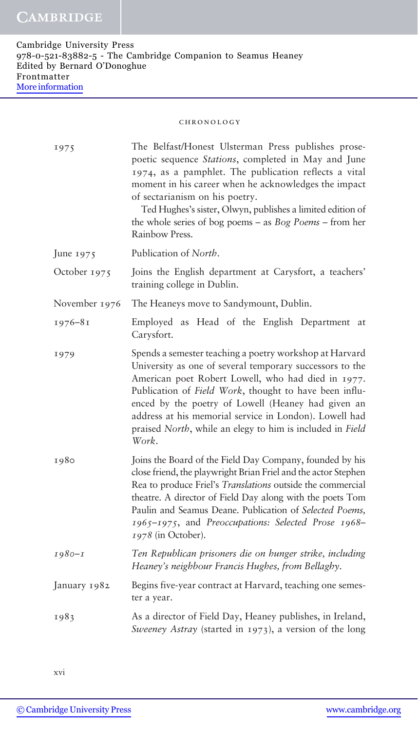CHRONOLOGY

| | |
|---|---|
| 1975 | The Belfast/Honest Ulsterman Press publishes prose-poetic sequence *Stations*, completed in May and June 1974, as a pamphlet. The publication reflects a vital moment in his career when he acknowledges the impact of sectarianism on his poetry. Ted Hughes's sister, Olwyn, publishes a limited edition of the whole series of bog poems – as *Bog Poems* – from her Rainbow Press. |
| June 1975 | Publication of *North*. |
| October 1975 | Joins the English department at Carysfort, a teachers' training college in Dublin. |
| November 1976 | The Heaneys move to Sandymount, Dublin. |
| 1976–81 | Employed as Head of the English Department at Carysfort. |
| 1979 | Spends a semester teaching a poetry workshop at Harvard University as one of several temporary successors to the American poet Robert Lowell, who had died in 1977. Publication of *Field Work*, thought to have been influenced by the poetry of Lowell (Heaney had given an address at his memorial service in London). Lowell had praised *North*, while an elegy to him is included in *Field Work*. |
| 1980 | Joins the Board of the Field Day Company, founded by his close friend, the playwright Brian Friel and the actor Stephen Rea to produce Friel's *Translations* outside the commercial theatre. A director of Field Day along with the poets Tom Paulin and Seamus Deane. Publication of *Selected Poems, 1965–1975*, and *Preoccupations: Selected Prose 1968–1978* (in October). |
| *1980–1* | *Ten Republican prisoners die on hunger strike, including Heaney's neighbour Francis Hughes, from Bellaghy.* |
| January 1982 | Begins five-year contract at Harvard, teaching one semester a year. |
| 1983 | As a director of Field Day, Heaney publishes, in Ireland, *Sweeney Astray* (started in 1973), a version of the long |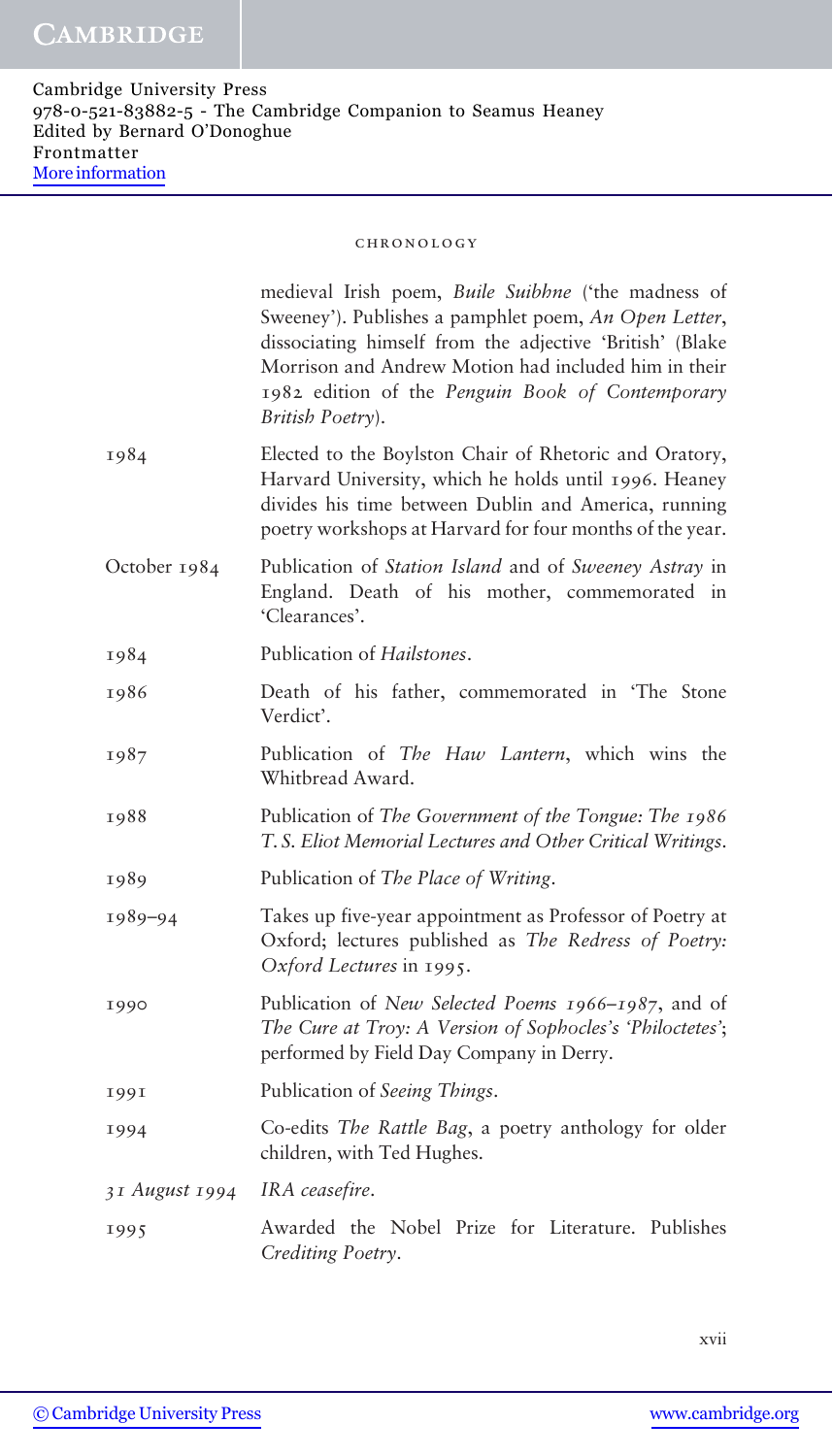medieval Irish poem, *Buile Suibhne* ('the madness of Sweeney'). Publishes a pamphlet poem, *An Open Letter*, dissociating himself from the adjective 'British' (Blake Morrison and Andrew Motion had included him in their 1982 edition of the *Penguin Book of Contemporary British Poetry*).

| | |
|---|---|
| 1984 | Elected to the Boylston Chair of Rhetoric and Oratory, Harvard University, which he holds until 1996. Heaney divides his time between Dublin and America, running poetry workshops at Harvard for four months of the year. |
| October 1984 | Publication of *Station Island* and of *Sweeney Astray* in England. Death of his mother, commemorated in 'Clearances'. |
| 1984 | Publication of *Hailstones*. |
| 1986 | Death of his father, commemorated in 'The Stone Verdict'. |
| 1987 | Publication of *The Haw Lantern*, which wins the Whitbread Award. |
| 1988 | Publication of *The Government of the Tongue: The 1986 T. S. Eliot Memorial Lectures and Other Critical Writings*. |
| 1989 | Publication of *The Place of Writing*. |
| 1989–94 | Takes up five-year appointment as Professor of Poetry at Oxford; lectures published as *The Redress of Poetry: Oxford Lectures* in 1995. |
| 1990 | Publication of *New Selected Poems 1966–1987*, and of *The Cure at Troy: A Version of Sophocles's 'Philoctetes'*; performed by Field Day Company in Derry. |
| 1991 | Publication of *Seeing Things*. |
| 1994 | Co-edits *The Rattle Bag*, a poetry anthology for older children, with Ted Hughes. |
| *31 August 1994* | *IRA ceasefire*. |
| 1995 | Awarded the Nobel Prize for Literature. Publishes *Crediting Poetry*. |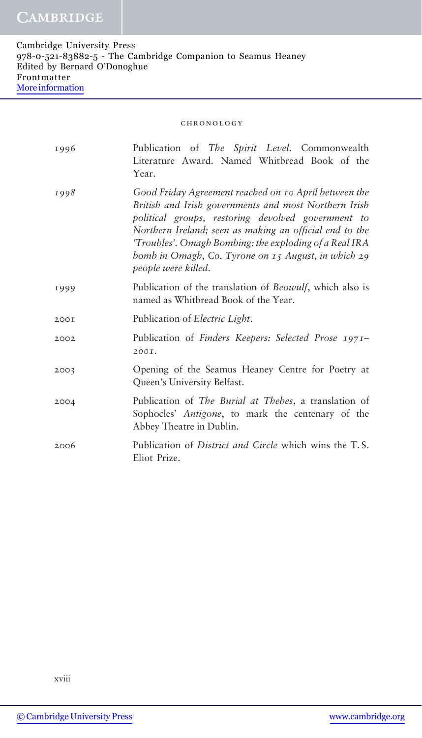CHRONOLOGY

| | |
|---|---|
| 1996 | Publication of *The Spirit Level*. Commonwealth Literature Award. Named Whitbread Book of the Year. |
| *1998* | *Good Friday Agreement reached on 10 April between the British and Irish governments and most Northern Irish political groups, restoring devolved government to Northern Ireland; seen as making an official end to the 'Troubles'. Omagh Bombing: the exploding of a Real IRA bomb in Omagh, Co. Tyrone on 15 August, in which 29 people were killed.* |
| 1999 | Publication of the translation of *Beowulf*, which also is named as Whitbread Book of the Year. |
| 2001 | Publication of *Electric Light*. |
| 2002 | Publication of *Finders Keepers: Selected Prose 1971–2001*. |
| 2003 | Opening of the Seamus Heaney Centre for Poetry at Queen's University Belfast. |
| 2004 | Publication of *The Burial at Thebes*, a translation of Sophocles' *Antigone*, to mark the centenary of the Abbey Theatre in Dublin. |
| 2006 | Publication of *District and Circle* which wins the T. S. Eliot Prize. |